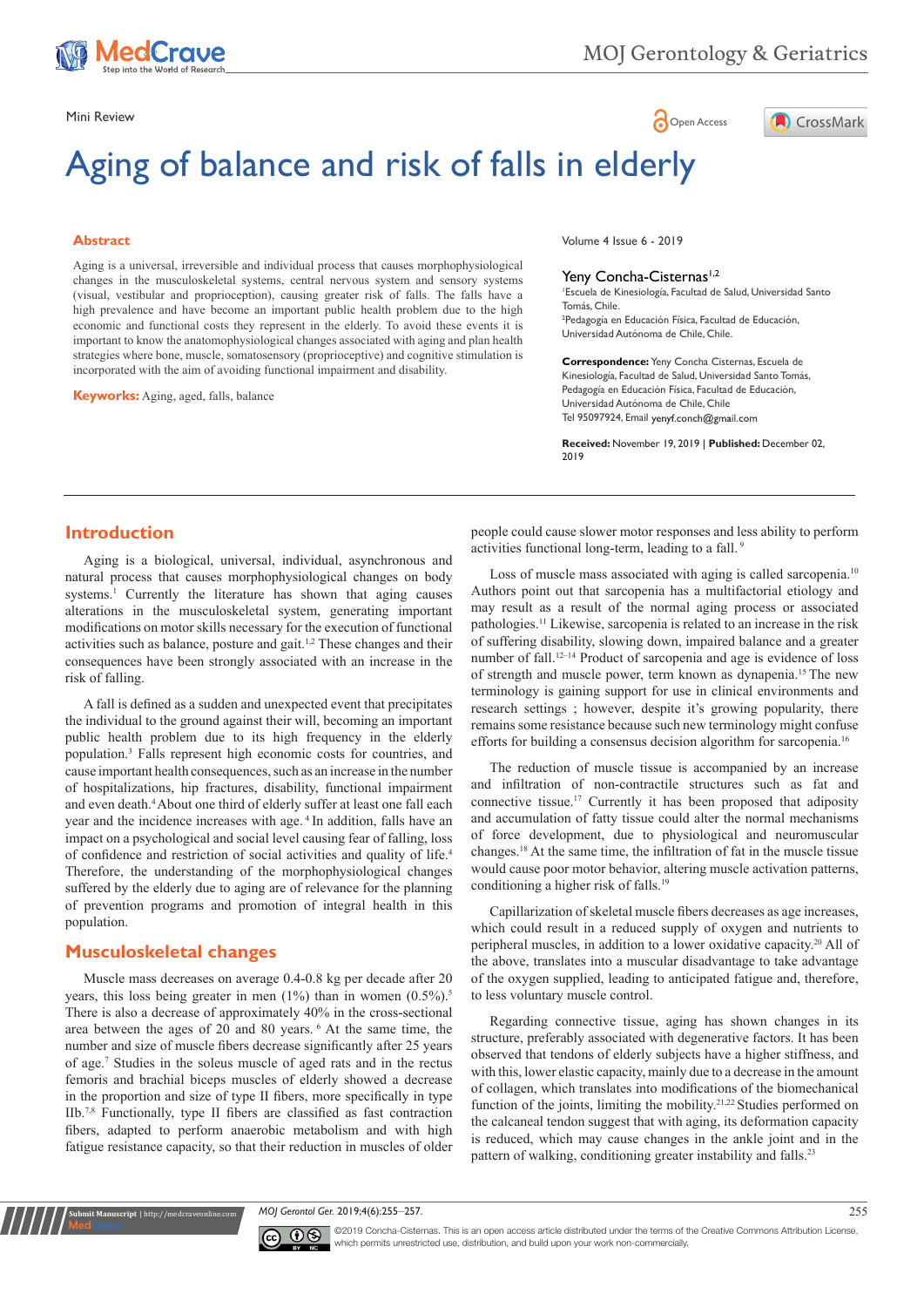Mini Review

# Aging of balance and risk of falls in elderly

## Abstract

Aging is a universal, irreversible and individual process that causes morphophysiological changes in the musculoskeletal systems, central nervous system and sensory systems (visual, vestibular and proprioception), causing greater risk of falls. The falls have a high prevalence and have become an important public health problem due to the high economic and functional costs they represent in the elderly. To avoid these events it is important to know the anatomophysiological changes associated with aging and plan health strategies where bone, muscle, somatosensory (proprioceptive) and cognitive stimulation is incorporated with the aim of avoiding functional impairment and disability.

**Keywords:** Aging, aged, falls, balance

Volume 4 Issue 6 - 2019

Yeny Concha-Cisternas[1,2]

[1]Escuela de Kinesiología, Facultad de Salud, Universidad Santo Tomás, Chile.
[2]Pedagogía en Educación Física, Facultad de Educación, Universidad Autónoma de Chile, Chile.

**Correspondence:** Yeny Concha Cisternas, Escuela de Kinesiología, Facultad de Salud, Universidad Santo Tomás, Pedagogía en Educación Física, Facultad de Educación, Universidad Autónoma de Chile, Chile
Tel 95097924, Email yenyf.conch@gmail.com

**Received:** November 19, 2019 | **Published:** December 02, 2019

## Introduction

Aging is a biological, universal, individual, asynchronous and natural process that causes morphophysiological changes on body systems.[1] Currently the literature has shown that aging causes alterations in the musculoskeletal system, generating important modifications on motor skills necessary for the execution of functional activities such as balance, posture and gait.[1,2] These changes and their consequences have been strongly associated with an increase in the risk of falling.

A fall is defined as a sudden and unexpected event that precipitates the individual to the ground against their will, becoming an important public health problem due to its high frequency in the elderly population.[3] Falls represent high economic costs for countries, and cause important health consequences, such as an increase in the number of hospitalizations, hip fractures, disability, functional impairment and even death.[4] About one third of elderly suffer at least one fall each year and the incidence increases with age.[4] In addition, falls have an impact on a psychological and social level causing fear of falling, loss of confidence and restriction of social activities and quality of life.[4] Therefore, the understanding of the morphophysiological changes suffered by the elderly due to aging are of relevance for the planning of prevention programs and promotion of integral health in this population.

## Musculoskeletal changes

Muscle mass decreases on average 0.4-0.8 kg per decade after 20 years, this loss being greater in men (1%) than in women (0.5%).[5] There is also a decrease of approximately 40% in the cross-sectional area between the ages of 20 and 80 years.[6] At the same time, the number and size of muscle fibers decrease significantly after 25 years of age.[7] Studies in the soleus muscle of aged rats and in the rectus femoris and brachial biceps muscles of elderly showed a decrease in the proportion and size of type II fibers, more specifically in type IIb.[7,8] Functionally, type II fibers are classified as fast contraction fibers, adapted to perform anaerobic metabolism and with high fatigue resistance capacity, so that their reduction in muscles of older people could cause slower motor responses and less ability to perform activities functional long-term, leading to a fall.[9]

Loss of muscle mass associated with aging is called sarcopenia.[10] Authors point out that sarcopenia has a multifactorial etiology and may result as a result of the normal aging process or associated pathologies.[11] Likewise, sarcopenia is related to an increase in the risk of suffering disability, slowing down, impaired balance and a greater number of fall.[12–14] Product of sarcopenia and age is evidence of loss of strength and muscle power, term known as dynapenia.[15] The new terminology is gaining support for use in clinical environments and research settings ; however, despite it's growing popularity, there remains some resistance because such new terminology might confuse efforts for building a consensus decision algorithm for sarcopenia.[16]

The reduction of muscle tissue is accompanied by an increase and infiltration of non-contractile structures such as fat and connective tissue.[17] Currently it has been proposed that adiposity and accumulation of fatty tissue could alter the normal mechanisms of force development, due to physiological and neuromuscular changes.[18] At the same time, the infiltration of fat in the muscle tissue would cause poor motor behavior, altering muscle activation patterns, conditioning a higher risk of falls.[19]

Capillarization of skeletal muscle fibers decreases as age increases, which could result in a reduced supply of oxygen and nutrients to peripheral muscles, in addition to a lower oxidative capacity.[20] All of the above, translates into a muscular disadvantage to take advantage of the oxygen supplied, leading to anticipated fatigue and, therefore, to less voluntary muscle control.

Regarding connective tissue, aging has shown changes in its structure, preferably associated with degenerative factors. It has been observed that tendons of elderly subjects have a higher stiffness, and with this, lower elastic capacity, mainly due to a decrease in the amount of collagen, which translates into modifications of the biomechanical function of the joints, limiting the mobility.[21,22] Studies performed on the calcaneal tendon suggest that with aging, its deformation capacity is reduced, which may cause changes in the ankle joint and in the pattern of walking, conditioning greater instability and falls.[23]

©2019 Concha-Cisternas. This is an open access article distributed under the terms of the Creative Commons Attribution License, which permits unrestricted use, distribution, and build upon your work non-commercially.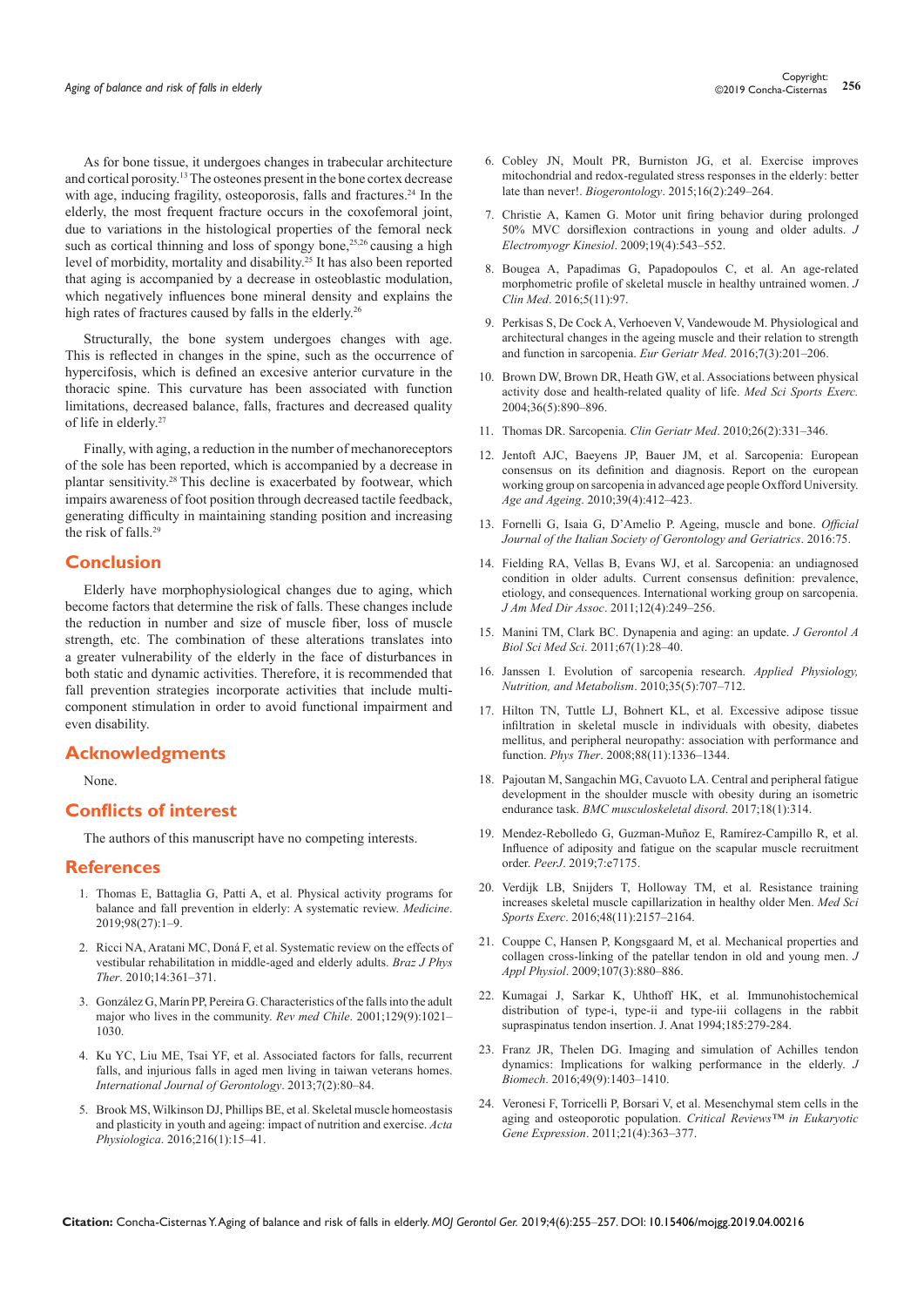As for bone tissue, it undergoes changes in trabecular architecture and cortical porosity.[13] The osteones present in the bone cortex decrease with age, inducing fragility, osteoporosis, falls and fractures.[24] In the elderly, the most frequent fracture occurs in the coxofemoral joint, due to variations in the histological properties of the femoral neck such as cortical thinning and loss of spongy bone,[25,26] causing a high level of morbidity, mortality and disability.[25] It has also been reported that aging is accompanied by a decrease in osteoblastic modulation, which negatively influences bone mineral density and explains the high rates of fractures caused by falls in the elderly.[26]

Structurally, the bone system undergoes changes with age. This is reflected in changes in the spine, such as the occurrence of hypercifosis, which is defined an excessive anterior curvature in the thoracic spine. This curvature has been associated with function limitations, decreased balance, falls, fractures and decreased quality of life in elderly.[27]

Finally, with aging, a reduction in the number of mechanoreceptors of the sole has been reported, which is accompanied by a decrease in plantar sensitivity.[28] This decline is exacerbated by footwear, which impairs awareness of foot position through decreased tactile feedback, generating difficulty in maintaining standing position and increasing the risk of falls.[29]

## Conclusion

Elderly have morphophysiological changes due to aging, which become factors that determine the risk of falls. These changes include the reduction in number and size of muscle fiber, loss of muscle strength, etc. The combination of these alterations translates into a greater vulnerability of the elderly in the face of disturbances in both static and dynamic activities. Therefore, it is recommended that fall prevention strategies incorporate activities that include multi-component stimulation in order to avoid functional impairment and even disability.

## Acknowledgments

None.

## Conflicts of interest

The authors of this manuscript have no competing interests.

## References

1. Thomas E, Battaglia G, Patti A, et al. Physical activity programs for balance and fall prevention in elderly: A systematic review. *Medicine*. 2019;98(27):1–9.
2. Ricci NA, Aratani MC, Doná F, et al. Systematic review on the effects of vestibular rehabilitation in middle-aged and elderly adults. *Braz J Phys Ther*. 2010;14:361–371.
3. González G, Marín PP, Pereira G. Characteristics of the falls into the adult major who lives in the community. *Rev med Chile*. 2001;129(9):1021–1030.
4. Ku YC, Liu ME, Tsai YF, et al. Associated factors for falls, recurrent falls, and injurious falls in aged men living in taiwan veterans homes. *International Journal of Gerontology*. 2013;7(2):80–84.
5. Brook MS, Wilkinson DJ, Phillips BE, et al. Skeletal muscle homeostasis and plasticity in youth and ageing: impact of nutrition and exercise. *Acta Physiologica*. 2016;216(1):15–41.
6. Cobley JN, Moult PR, Burniston JG, et al. Exercise improves mitochondrial and redox-regulated stress responses in the elderly: better late than never!. *Biogerontology*. 2015;16(2):249–264.
7. Christie A, Kamen G. Motor unit firing behavior during prolonged 50% MVC dorsiflexion contractions in young and older adults. *J Electromyogr Kinesiol*. 2009;19(4):543–552.
8. Bougea A, Papadimas G, Papadopoulos C, et al. An age-related morphometric profile of skeletal muscle in healthy untrained women. *J Clin Med*. 2016;5(11):97.
9. Perkisas S, De Cock A, Verhoeven V, Vandewoude M. Physiological and architectural changes in the ageing muscle and their relation to strength and function in sarcopenia. *Eur Geriatr Med*. 2016;7(3):201–206.
10. Brown DW, Brown DR, Heath GW, et al. Associations between physical activity dose and health-related quality of life. *Med Sci Sports Exerc.* 2004;36(5):890–896.
11. Thomas DR. Sarcopenia. *Clin Geriatr Med*. 2010;26(2):331–346.
12. Jentoft AJC, Baeyens JP, Bauer JM, et al. Sarcopenia: European consensus on its definition and diagnosis. Report on the european working group on sarcopenia in advanced age people Oxfford University. *Age and Ageing*. 2010;39(4):412–423.
13. Fornelli G, Isaia G, D'Amelio P. Ageing, muscle and bone. *Official Journal of the Italian Society of Gerontology and Geriatrics*. 2016:75.
14. Fielding RA, Vellas B, Evans WJ, et al. Sarcopenia: an undiagnosed condition in older adults. Current consensus definition: prevalence, etiology, and consequences. International working group on sarcopenia. *J Am Med Dir Assoc*. 2011;12(4):249–256.
15. Manini TM, Clark BC. Dynapenia and aging: an update. *J Gerontol A Biol Sci Med Sci*. 2011;67(1):28–40.
16. Janssen I. Evolution of sarcopenia research. *Applied Physiology, Nutrition, and Metabolism*. 2010;35(5):707–712.
17. Hilton TN, Tuttle LJ, Bohnert KL, et al. Excessive adipose tissue infiltration in skeletal muscle in individuals with obesity, diabetes mellitus, and peripheral neuropathy: association with performance and function. *Phys Ther*. 2008;88(11):1336–1344.
18. Pajoutan M, Sangachin MG, Cavuoto LA. Central and peripheral fatigue development in the shoulder muscle with obesity during an isometric endurance task. *BMC musculoskeletal disord*. 2017;18(1):314.
19. Mendez-Rebolledo G, Guzman-Muñoz E, Ramírez-Campillo R, et al. Influence of adiposity and fatigue on the scapular muscle recruitment order. *PeerJ*. 2019;7:e7175.
20. Verdijk LB, Snijders T, Holloway TM, et al. Resistance training increases skeletal muscle capillarization in healthy older Men. *Med Sci Sports Exerc*. 2016;48(11):2157–2164.
21. Couppe C, Hansen P, Kongsgaard M, et al. Mechanical properties and collagen cross-linking of the patellar tendon in old and young men. *J Appl Physiol*. 2009;107(3):880–886.
22. Kumagai J, Sarkar K, Uhthoff HK, et al. Immunohistochemical distribution of type-i, type-ii and type-iii collagens in the rabbit supraspinatus tendon insertion. J. Anat 1994;185:279-284.
23. Franz JR, Thelen DG. Imaging and simulation of Achilles tendon dynamics: Implications for walking performance in the elderly. *J Biomech*. 2016;49(9):1403–1410.
24. Veronesi F, Torricelli P, Borsari V, et al. Mesenchymal stem cells in the aging and osteoporotic population. *Critical Reviews™ in Eukaryotic Gene Expression*. 2011;21(4):363–377.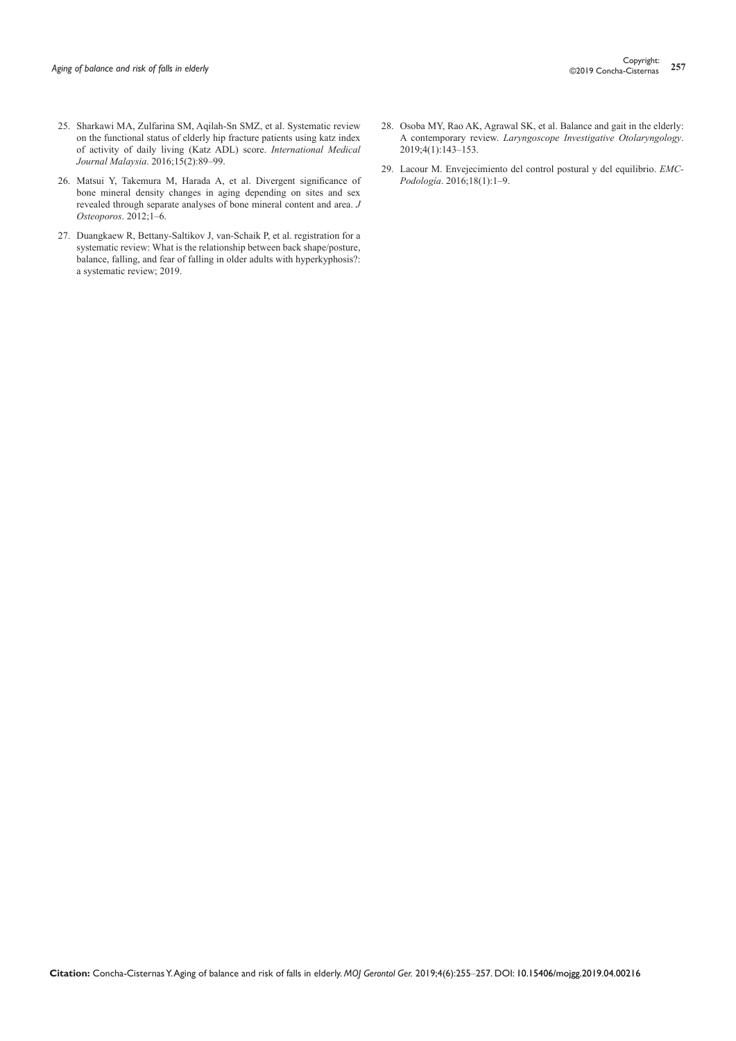25. Sharkawi MA, Zulfarina SM, Aqilah-Sn SMZ, et al. Systematic review on the functional status of elderly hip fracture patients using katz index of activity of daily living (Katz ADL) score. *International Medical Journal Malaysia*. 2016;15(2):89–99.
26. Matsui Y, Takemura M, Harada A, et al. Divergent significance of bone mineral density changes in aging depending on sites and sex revealed through separate analyses of bone mineral content and area. *J Osteoporos*. 2012;1–6.
27. Duangkaew R, Bettany-Saltikov J, van-Schaik P, et al. registration for a systematic review: What is the relationship between back shape/posture, balance, falling, and fear of falling in older adults with hyperkyphosis?: a systematic review; 2019.
28. Osoba MY, Rao AK, Agrawal SK, et al. Balance and gait in the elderly: A contemporary review. *Laryngoscope Investigative Otolaryngology*. 2019;4(1):143–153.
29. Lacour M. Envejecimiento del control postural y del equilibrio. *EMC-Podología*. 2016;18(1):1–9.